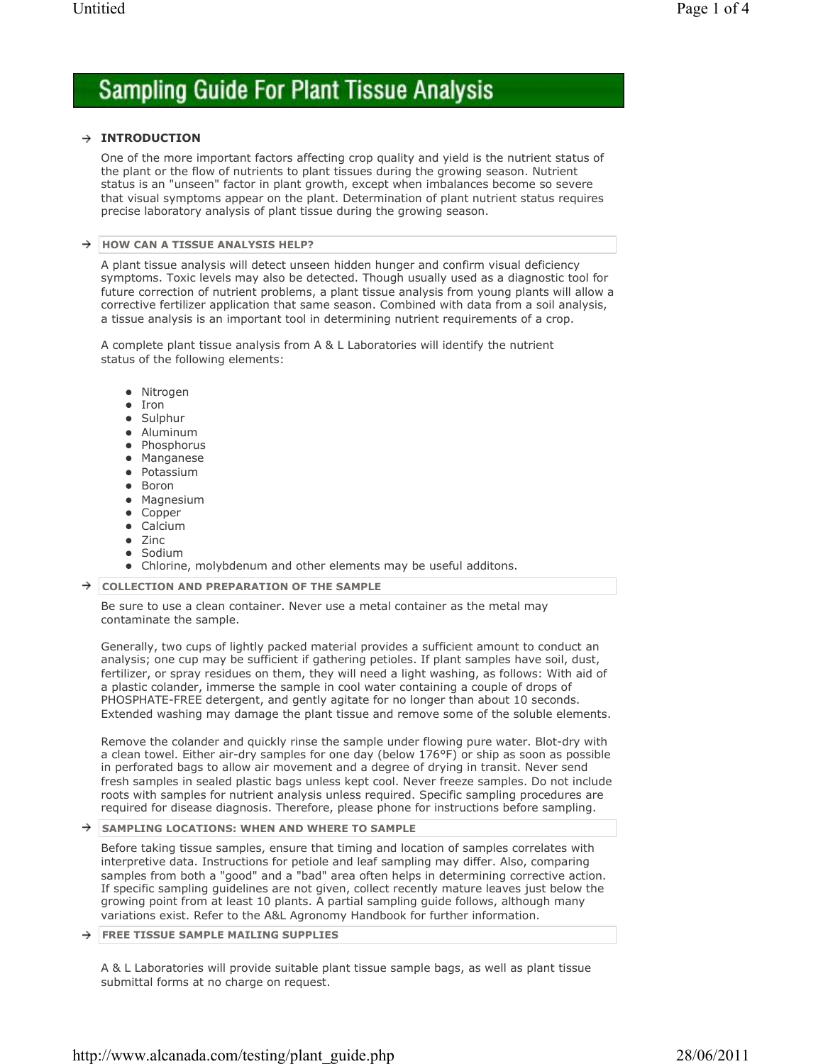# Sampling Guide For Plant Tissue Analysis

## INTRODUCTION

One of the more important factors affecting crop quality and yield is the nutrient status of the plant or the flow of nutrients to plant tissues during the growing season. Nutrient status is an "unseen" factor in plant growth, except when imbalances become so severe that visual symptoms appear on the plant. Determination of plant nutrient status requires precise laboratory analysis of plant tissue during the growing season.

## HOW CAN A TISSUE ANALYSIS HELP?

A plant tissue analysis will detect unseen hidden hunger and confirm visual deficiency symptoms. Toxic levels may also be detected. Though usually used as a diagnostic tool for future correction of nutrient problems, a plant tissue analysis from young plants will allow a corrective fertilizer application that same season. Combined with data from a soil analysis, a tissue analysis is an important tool in determining nutrient requirements of a crop.

A complete plant tissue analysis from A & L Laboratories will identify the nutrient status of the following elements:

- Nitrogen
- Iron
- Sulphur
- Aluminum
- Phosphorus
- Manganese
- Potassium
- Boron
- Magnesium
- Copper
- Calcium
- Zinc
- Sodium
- Chlorine, molybdenum and other elements may be useful additons.

## COLLECTION AND PREPARATION OF THE SAMPLE

Be sure to use a clean container. Never use a metal container as the metal may contaminate the sample.

Generally, two cups of lightly packed material provides a sufficient amount to conduct an analysis; one cup may be sufficient if gathering petioles. If plant samples have soil, dust, fertilizer, or spray residues on them, they will need a light washing, as follows: With aid of a plastic colander, immerse the sample in cool water containing a couple of drops of PHOSPHATE-FREE detergent, and gently agitate for no longer than about 10 seconds. Extended washing may damage the plant tissue and remove some of the soluble elements.

Remove the colander and quickly rinse the sample under flowing pure water. Blot-dry with a clean towel. Either air-dry samples for one day (below 176°F) or ship as soon as possible in perforated bags to allow air movement and a degree of drying in transit. Never send fresh samples in sealed plastic bags unless kept cool. Never freeze samples. Do not include roots with samples for nutrient analysis unless required. Specific sampling procedures are required for disease diagnosis. Therefore, please phone for instructions before sampling.

## SAMPLING LOCATIONS: WHEN AND WHERE TO SAMPLE

Before taking tissue samples, ensure that timing and location of samples correlates with interpretive data. Instructions for petiole and leaf sampling may differ. Also, comparing samples from both a "good" and a "bad" area often helps in determining corrective action. If specific sampling guidelines are not given, collect recently mature leaves just below the growing point from at least 10 plants. A partial sampling guide follows, although many variations exist. Refer to the A&L Agronomy Handbook for further information.

## FREE TISSUE SAMPLE MAILING SUPPLIES

A & L Laboratories will provide suitable plant tissue sample bags, as well as plant tissue submittal forms at no charge on request.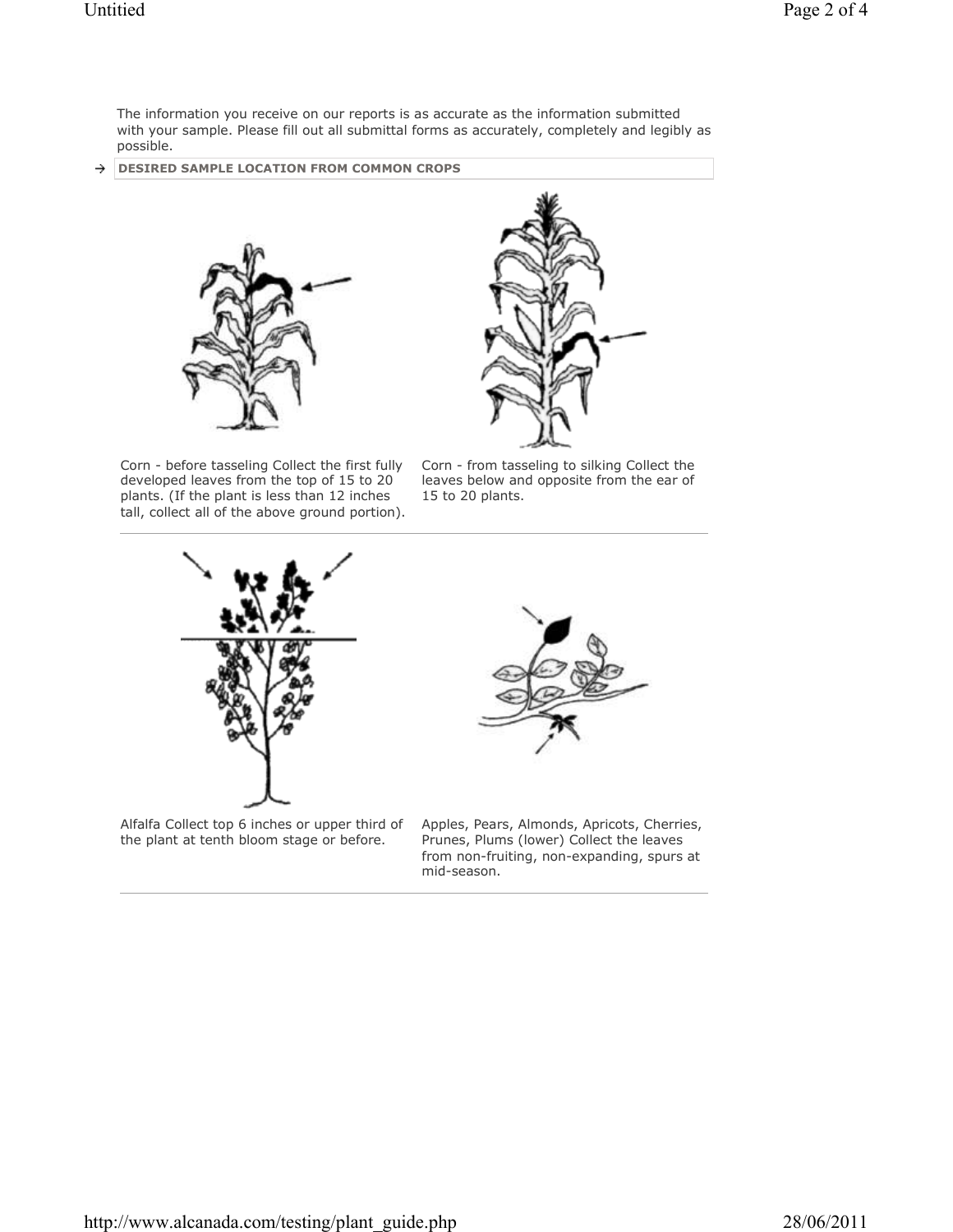The information you receive on our reports is as accurate as the information submitted with your sample. Please fill out all submittal forms as accurately, completely and legibly as possible.

→ **DESIRED SAMPLE LOCATION FROM COMMON CROPS**

Corn - before tasseling Collect the first fully developed leaves from the top of 15 to 20 plants. (If the plant is less than 12 inches tall, collect all of the above ground portion).

Corn - from tasseling to silking Collect the leaves below and opposite from the ear of 15 to 20 plants.

Alfalfa Collect top 6 inches or upper third of the plant at tenth bloom stage or before.

Apples, Pears, Almonds, Apricots, Cherries, Prunes, Plums (lower) Collect the leaves from non-fruiting, non-expanding, spurs at mid-season.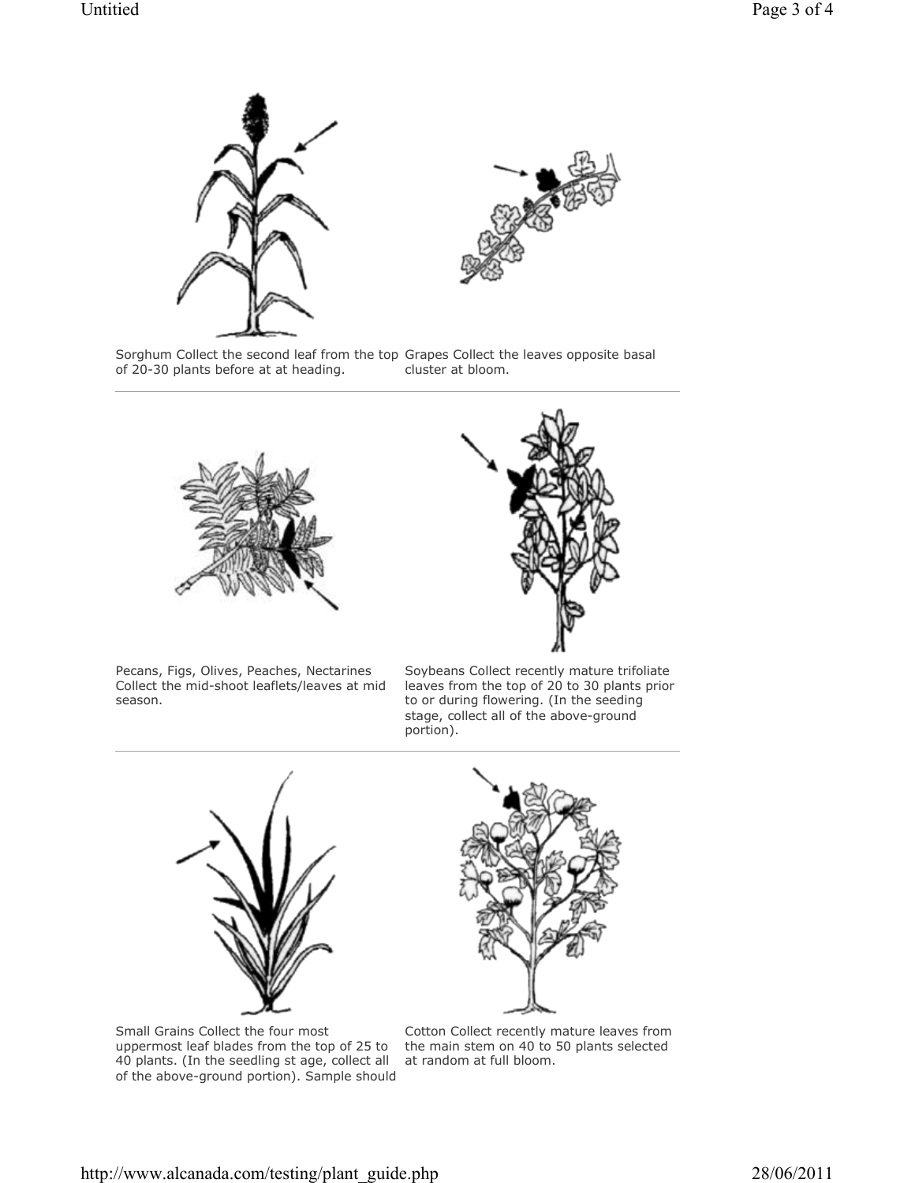Sorghum Collect the second leaf from the top of 20-30 plants before at at heading.

Grapes Collect the leaves opposite basal cluster at bloom.

Pecans, Figs, Olives, Peaches, Nectarines Collect the mid-shoot leaflets/leaves at mid season.

Soybeans Collect recently mature trifoliate leaves from the top of 20 to 30 plants prior to or during flowering. (In the seeding stage, collect all of the above-ground portion).

Small Grains Collect the four most uppermost leaf blades from the top of 25 to 40 plants. (In the seedling st age, collect all of the above-ground portion). Sample should

Cotton Collect recently mature leaves from the main stem on 40 to 50 plants selected at random at full bloom.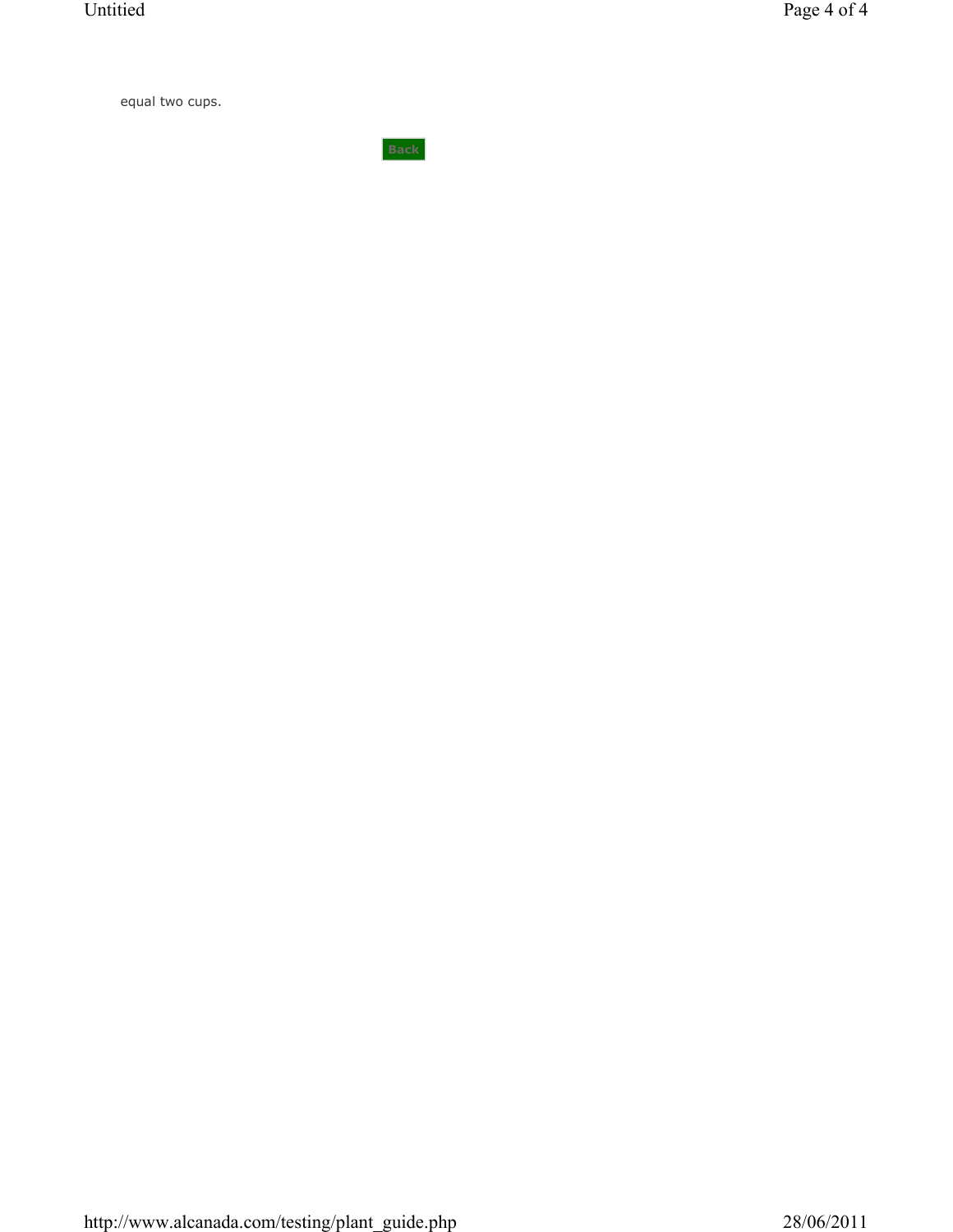equal two cups.

Back